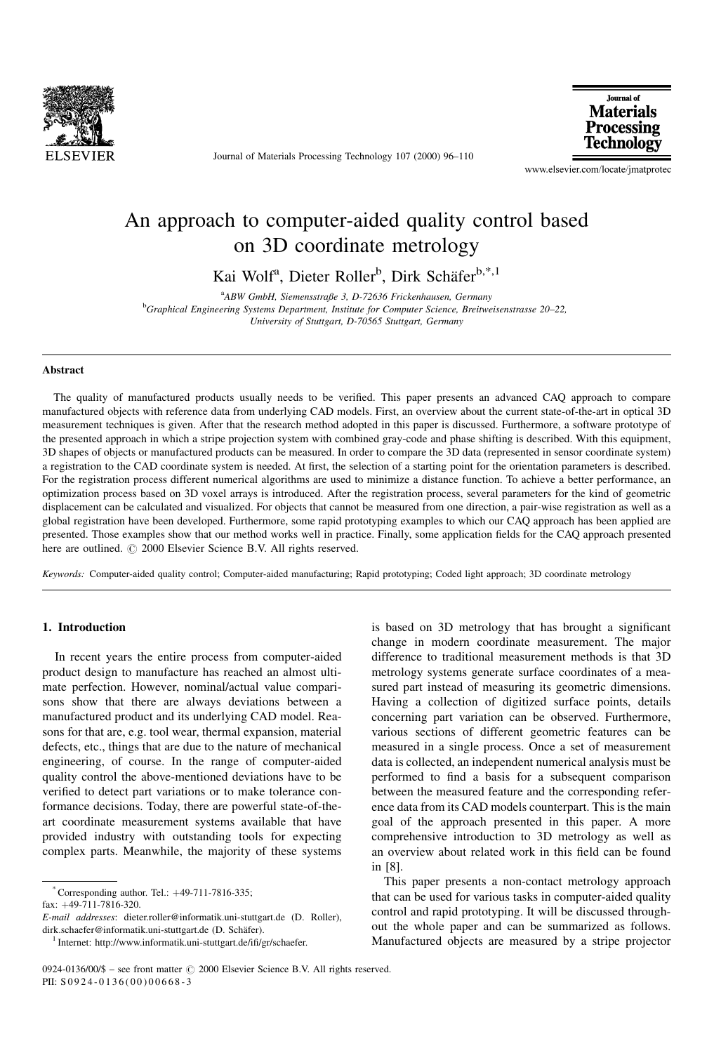# An approach to computer-aided quality control based on 3D coordinate metrology

Kai Wolf[a], Dieter Roller[b], Dirk Schäfer[b,*,1]

[a]ABW GmbH, Siemensstraße 3, D-72636 Frickenhausen, Germany

[b]Graphical Engineering Systems Department, Institute for Computer Science, Breitweisenstrasse 20–22, University of Stuttgart, D-70565 Stuttgart, Germany

## Abstract

The quality of manufactured products usually needs to be verified. This paper presents an advanced CAQ approach to compare manufactured objects with reference data from underlying CAD models. First, an overview about the current state-of-the-art in optical 3D measurement techniques is given. After that the research method adopted in this paper is discussed. Furthermore, a software prototype of the presented approach in which a stripe projection system with combined gray-code and phase shifting is described. With this equipment, 3D shapes of objects or manufactured products can be measured. In order to compare the 3D data (represented in sensor coordinate system) a registration to the CAD coordinate system is needed. At first, the selection of a starting point for the orientation parameters is described. For the registration process different numerical algorithms are used to minimize a distance function. To achieve a better performance, an optimization process based on 3D voxel arrays is introduced. After the registration process, several parameters for the kind of geometric displacement can be calculated and visualized. For objects that cannot be measured from one direction, a pair-wise registration as well as a global registration have been developed. Furthermore, some rapid prototyping examples to which our CAQ approach has been applied are presented. Those examples show that our method works well in practice. Finally, some application fields for the CAQ approach presented here are outlined. © 2000 Elsevier Science B.V. All rights reserved.

*Keywords:* Computer-aided quality control; Computer-aided manufacturing; Rapid prototyping; Coded light approach; 3D coordinate metrology

## 1. Introduction

In recent years the entire process from computer-aided product design to manufacture has reached an almost ultimate perfection. However, nominal/actual value comparisons show that there are always deviations between a manufactured product and its underlying CAD model. Reasons for that are, e.g. tool wear, thermal expansion, material defects, etc., things that are due to the nature of mechanical engineering, of course. In the range of computer-aided quality control the above-mentioned deviations have to be verified to detect part variations or to make tolerance conformance decisions. Today, there are powerful state-of-the-art coordinate measurement systems available that have provided industry with outstanding tools for expecting complex parts. Meanwhile, the majority of these systems is based on 3D metrology that has brought a significant change in modern coordinate measurement. The major difference to traditional measurement methods is that 3D metrology systems generate surface coordinates of a measured part instead of measuring its geometric dimensions. Having a collection of digitized surface points, details concerning part variation can be observed. Furthermore, various sections of different geometric features can be measured in a single process. Once a set of measurement data is collected, an independent numerical analysis must be performed to find a basis for a subsequent comparison between the measured feature and the corresponding reference data from its CAD models counterpart. This is the main goal of the approach presented in this paper. A more comprehensive introduction to 3D metrology as well as an overview about related work in this field can be found in [8].

This paper presents a non-contact metrology approach that can be used for various tasks in computer-aided quality control and rapid prototyping. It will be discussed throughout the whole paper and can be summarized as follows. Manufactured objects are measured by a stripe projector

---

* Corresponding author. Tel.: +49-711-7816-335; fax: +49-711-7816-320.

*E-mail addresses*: dieter.roller@informatik.uni-stuttgart.de (D. Roller), dirk.schaefer@informatik.uni-stuttgart.de (D. Schäfer).

[1] Internet: http://www.informatik.uni-stuttgart.de/ifi/gr/schaefer.

0924-0136/00/$ – see front matter © 2000 Elsevier Science B.V. All rights reserved.
PII: S0924-0136(00)00668-3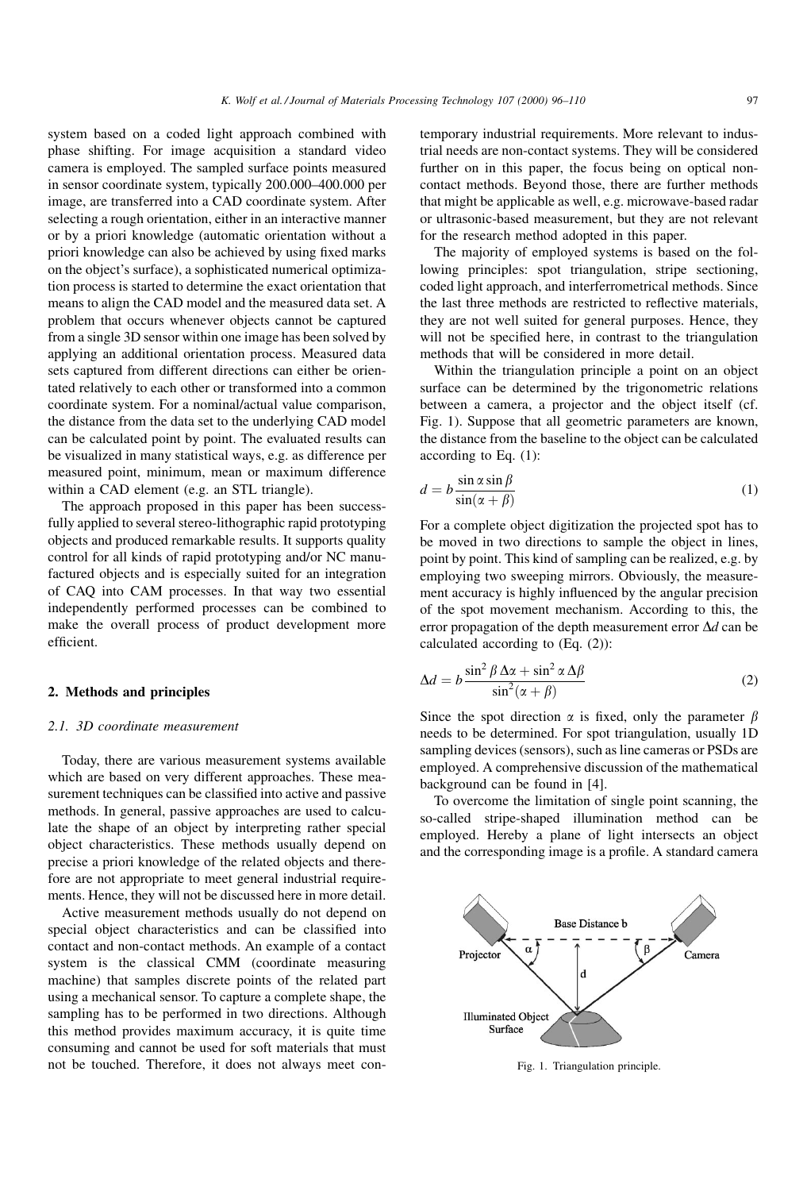system based on a coded light approach combined with phase shifting. For image acquisition a standard video camera is employed. The sampled surface points measured in sensor coordinate system, typically 200.000–400.000 per image, are transferred into a CAD coordinate system. After selecting a rough orientation, either in an interactive manner or by a priori knowledge (automatic orientation without a priori knowledge can also be achieved by using fixed marks on the object's surface), a sophisticated numerical optimization process is started to determine the exact orientation that means to align the CAD model and the measured data set. A problem that occurs whenever objects cannot be captured from a single 3D sensor within one image has been solved by applying an additional orientation process. Measured data sets captured from different directions can either be orientated relatively to each other or transformed into a common coordinate system. For a nominal/actual value comparison, the distance from the data set to the underlying CAD model can be calculated point by point. The evaluated results can be visualized in many statistical ways, e.g. as difference per measured point, minimum, mean or maximum difference within a CAD element (e.g. an STL triangle).

The approach proposed in this paper has been successfully applied to several stereo-lithographic rapid prototyping objects and produced remarkable results. It supports quality control for all kinds of rapid prototyping and/or NC manufactured objects and is especially suited for an integration of CAQ into CAM processes. In that way two essential independently performed processes can be combined to make the overall process of product development more efficient.

## 2. Methods and principles

### 2.1. 3D coordinate measurement

Today, there are various measurement systems available which are based on very different approaches. These measurement techniques can be classified into active and passive methods. In general, passive approaches are used to calculate the shape of an object by interpreting rather special object characteristics. These methods usually depend on precise a priori knowledge of the related objects and therefore are not appropriate to meet general industrial requirements. Hence, they will not be discussed here in more detail.

Active measurement methods usually do not depend on special object characteristics and can be classified into contact and non-contact methods. An example of a contact system is the classical CMM (coordinate measuring machine) that samples discrete points of the related part using a mechanical sensor. To capture a complete shape, the sampling has to be performed in two directions. Although this method provides maximum accuracy, it is quite time consuming and cannot be used for soft materials that must not be touched. Therefore, it does not always meet contemporary industrial requirements. More relevant to industrial needs are non-contact systems. They will be considered further on in this paper, the focus being on optical non-contact methods. Beyond those, there are further methods that might be applicable as well, e.g. microwave-based radar or ultrasonic-based measurement, but they are not relevant for the research method adopted in this paper.

The majority of employed systems is based on the following principles: spot triangulation, stripe sectioning, coded light approach, and interferrometrical methods. Since the last three methods are restricted to reflective materials, they are not well suited for general purposes. Hence, they will not be specified here, in contrast to the triangulation methods that will be considered in more detail.

Within the triangulation principle a point on an object surface can be determined by the trigonometric relations between a camera, a projector and the object itself (cf. Fig. 1). Suppose that all geometric parameters are known, the distance from the baseline to the object can be calculated according to Eq. (1):

$$d = b\frac{\sin\alpha \sin\beta}{\sin(\alpha+\beta)} \tag{1}$$

For a complete object digitization the projected spot has to be moved in two directions to sample the object in lines, point by point. This kind of sampling can be realized, e.g. by employing two sweeping mirrors. Obviously, the measurement accuracy is highly influenced by the angular precision of the spot movement mechanism. According to this, the error propagation of the depth measurement error $\Delta d$ can be calculated according to (Eq. (2)):

$$\Delta d = b\frac{\sin^2\beta\,\Delta\alpha + \sin^2\alpha\,\Delta\beta}{\sin^2(\alpha+\beta)} \tag{2}$$

Since the spot direction $\alpha$ is fixed, only the parameter $\beta$ needs to be determined. For spot triangulation, usually 1D sampling devices (sensors), such as line cameras or PSDs are employed. A comprehensive discussion of the mathematical background can be found in [4].

To overcome the limitation of single point scanning, the so-called stripe-shaped illumination method can be employed. Hereby a plane of light intersects an object and the corresponding image is a profile. A standard camera

Fig. 1. Triangulation principle.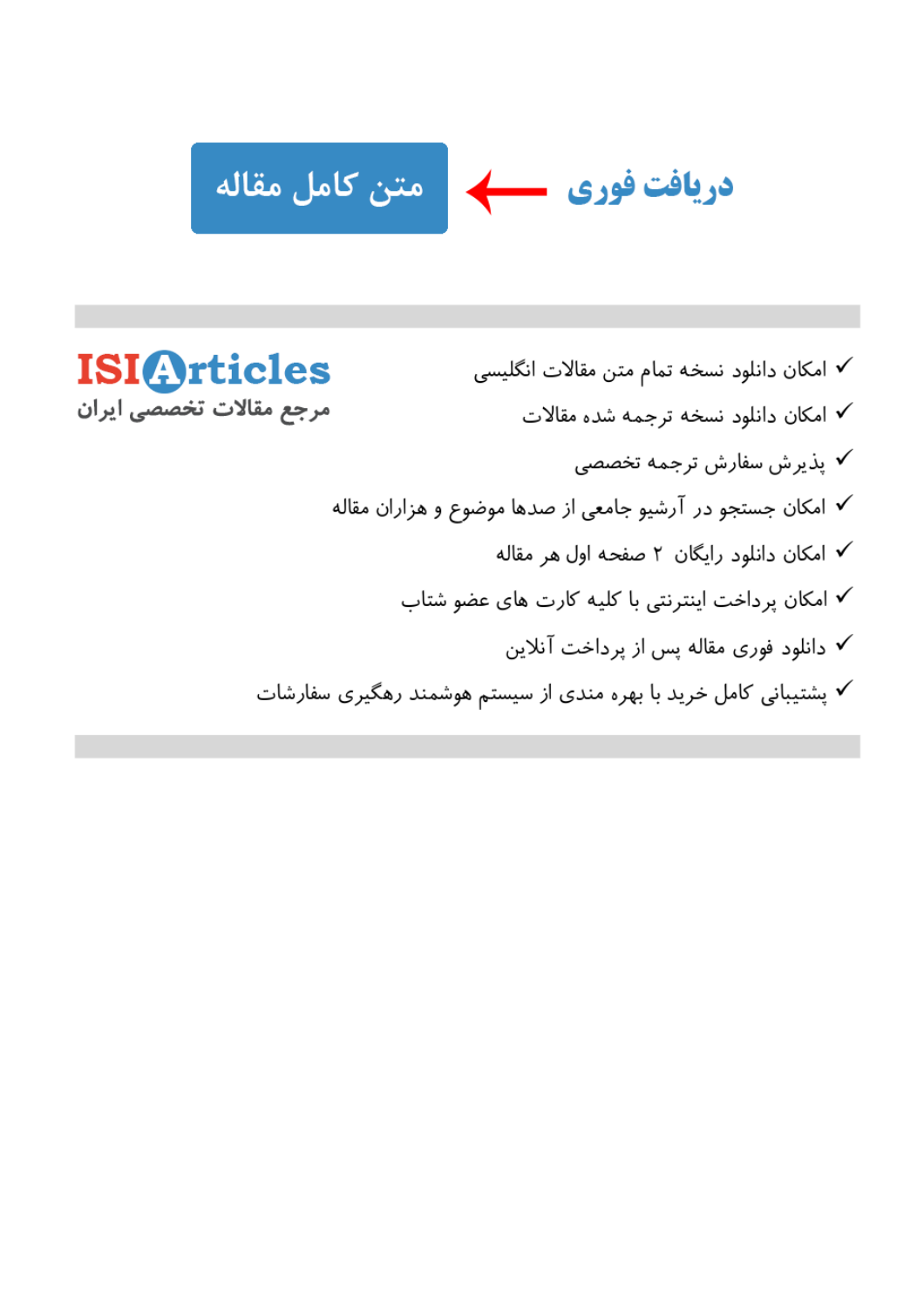متن کامل مقاله ← دریافت فوری

ISIArticles

مرجع مقالات تخصصی ایران

- ✓ امکان دانلود نسخه تمام متن مقالات انگلیسی
- ✓ امکان دانلود نسخه ترجمه شده مقالات
- ✓ پذیرش سفارش ترجمه تخصصی
- ✓ امکان جستجو در آرشیو جامعی از صدها موضوع و هزاران مقاله
- ✓ امکان دانلود رایگان ۲ صفحه اول هر مقاله
- ✓ امکان پرداخت اینترنتی با کلیه کارت های عضو شتاب
- ✓ دانلود فوری مقاله پس از پرداخت آنلاین
- ✓ پشتیبانی کامل خرید با بهره مندی از سیستم هوشمند رهگیری سفارشات